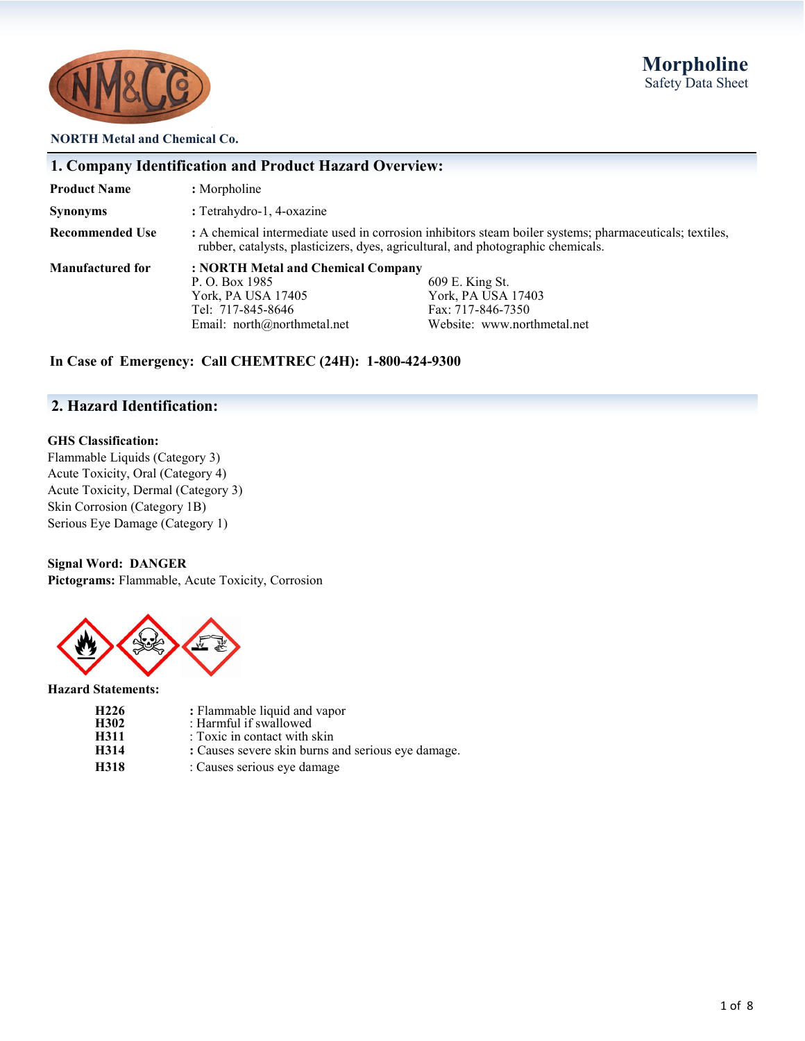# Morpholine

Safety Data Sheet

**NORTH Metal and Chemical Co.**

## 1. Company Identification and Product Hazard Overview:

| | |
|---|---|
| **Product Name** | : Morpholine |
| **Synonyms** | : Tetrahydro-1, 4-oxazine |
| **Recommended Use** | : A chemical intermediate used in corrosion inhibitors steam boiler systems; pharmaceuticals; textiles, rubber, catalysts, plasticizers, dyes, agricultural, and photographic chemicals. |
| **Manufactured for** | **: NORTH Metal and Chemical Company** |

P. O. Box 1985
York, PA USA 17405
Tel: 717-845-8646
Email: north@northmetal.net

609 E. King St.
York, PA USA 17403
Fax: 717-846-7350
Website: www.northmetal.net

**In Case of Emergency: Call CHEMTREC (24H): 1-800-424-9300**

## 2. Hazard Identification:

**GHS Classification:**

Flammable Liquids (Category 3)
Acute Toxicity, Oral (Category 4)
Acute Toxicity, Dermal (Category 3)
Skin Corrosion (Category 1B)
Serious Eye Damage (Category 1)

**Signal Word: DANGER**
**Pictograms:** Flammable, Acute Toxicity, Corrosion

**Hazard Statements:**

| | |
|---|---|
| **H226** | : Flammable liquid and vapor |
| **H302** | : Harmful if swallowed |
| **H311** | : Toxic in contact with skin |
| **H314** | : Causes severe skin burns and serious eye damage. |
| **H318** | : Causes serious eye damage |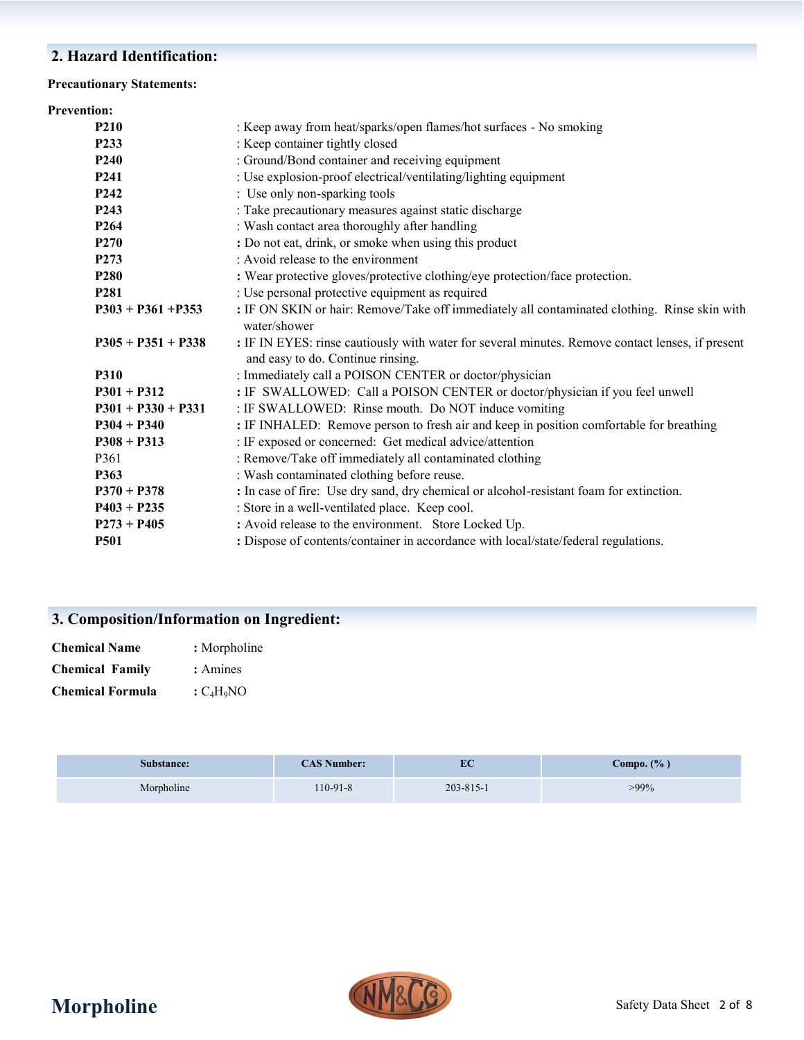## 2. Hazard Identification:

**Precautionary Statements:**

**Prevention:**

| | |
|---|---|
| **P210** | : Keep away from heat/sparks/open flames/hot surfaces - No smoking |
| **P233** | : Keep container tightly closed |
| **P240** | : Ground/Bond container and receiving equipment |
| **P241** | : Use explosion-proof electrical/ventilating/lighting equipment |
| **P242** | : Use only non-sparking tools |
| **P243** | : Take precautionary measures against static discharge |
| **P264** | : Wash contact area thoroughly after handling |
| **P270** | : Do not eat, drink, or smoke when using this product |
| **P273** | : Avoid release to the environment |
| **P280** | : Wear protective gloves/protective clothing/eye protection/face protection. |
| **P281** | : Use personal protective equipment as required |
| **P303 + P361 +P353** | : IF ON SKIN or hair: Remove/Take off immediately all contaminated clothing. Rinse skin with water/shower |
| **P305 + P351 + P338** | : IF IN EYES: rinse cautiously with water for several minutes. Remove contact lenses, if present and easy to do. Continue rinsing. |
| **P310** | : Immediately call a POISON CENTER or doctor/physician |
| **P301 + P312** | : IF SWALLOWED: Call a POISON CENTER or doctor/physician if you feel unwell |
| **P301 + P330 + P331** | : IF SWALLOWED: Rinse mouth. Do NOT induce vomiting |
| **P304 + P340** | : IF INHALED: Remove person to fresh air and keep in position comfortable for breathing |
| **P308 + P313** | : IF exposed or concerned: Get medical advice/attention |
| P361 | : Remove/Take off immediately all contaminated clothing |
| **P363** | : Wash contaminated clothing before reuse. |
| **P370 + P378** | : In case of fire: Use dry sand, dry chemical or alcohol-resistant foam for extinction. |
| **P403 + P235** | : Store in a well-ventilated place. Keep cool. |
| **P273 + P405** | : Avoid release to the environment. Store Locked Up. |
| **P501** | : Dispose of contents/container in accordance with local/state/federal regulations. |

## 3. Composition/Information on Ingredient:

**Chemical Name** : Morpholine

**Chemical Family** : Amines

**Chemical Formula** : $C_4H_9NO$

| Substance: | CAS Number: | EC | Compo. (% ) |
|---|---|---|---|
| Morpholine | 110-91-8 | 203-815-1 | >99% |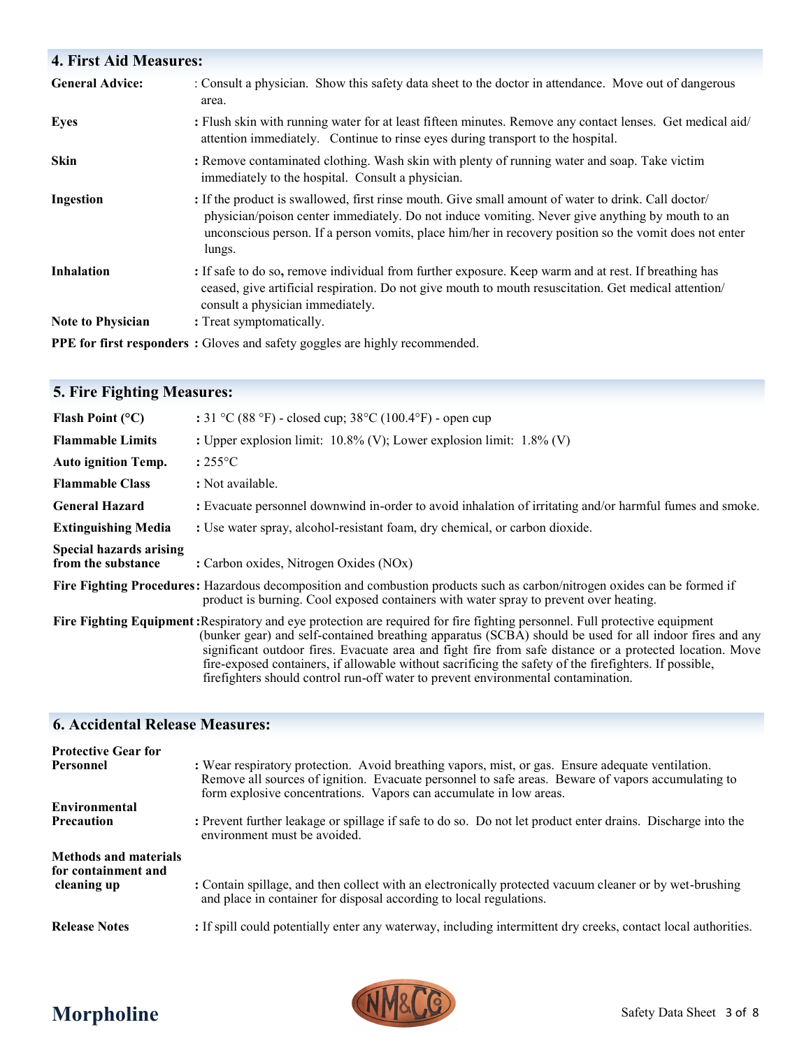## 4. First Aid Measures:

| | |
|---|---|
| **General Advice:** | : Consult a physician. Show this safety data sheet to the doctor in attendance. Move out of dangerous area. |
| **Eyes** | : Flush skin with running water for at least fifteen minutes. Remove any contact lenses. Get medical aid/ attention immediately. Continue to rinse eyes during transport to the hospital. |
| **Skin** | : Remove contaminated clothing. Wash skin with plenty of running water and soap. Take victim immediately to the hospital. Consult a physician. |
| **Ingestion** | : If the product is swallowed, first rinse mouth. Give small amount of water to drink. Call doctor/ physician/poison center immediately. Do not induce vomiting. Never give anything by mouth to an unconscious person. If a person vomits, place him/her in recovery position so the vomit does not enter lungs. |
| **Inhalation** | : If safe to do so, remove individual from further exposure. Keep warm and at rest. If breathing has ceased, give artificial respiration. Do not give mouth to mouth resuscitation. Get medical attention/ consult a physician immediately. |
| **Note to Physician** | : Treat symptomatically. |
| **PPE for first responders** | : Gloves and safety goggles are highly recommended. |

## 5. Fire Fighting Measures:

| | |
|---|---|
| **Flash Point (°C)** | : 31 °C (88 °F) - closed cup; 38°C (100.4°F) - open cup |
| **Flammable Limits** | : Upper explosion limit: 10.8% (V); Lower explosion limit: 1.8% (V) |
| **Auto ignition Temp.** | : 255°C |
| **Flammable Class** | : Not available. |
| **General Hazard** | : Evacuate personnel downwind in-order to avoid inhalation of irritating and/or harmful fumes and smoke. |
| **Extinguishing Media** | : Use water spray, alcohol-resistant foam, dry chemical, or carbon dioxide. |
| **Special hazards arising from the substance** | : Carbon oxides, Nitrogen Oxides (NOx) |
| **Fire Fighting Procedures** | : Hazardous decomposition and combustion products such as carbon/nitrogen oxides can be formed if product is burning. Cool exposed containers with water spray to prevent over heating. |
| **Fire Fighting Equipment** | : Respiratory and eye protection are required for fire fighting personnel. Full protective equipment (bunker gear) and self-contained breathing apparatus (SCBA) should be used for all indoor fires and any significant outdoor fires. Evacuate area and fight fire from safe distance or a protected location. Move fire-exposed containers, if allowable without sacrificing the safety of the firefighters. If possible, firefighters should control run-off water to prevent environmental contamination. |

## 6. Accidental Release Measures:

| | |
|---|---|
| **Protective Gear for Personnel** | : Wear respiratory protection. Avoid breathing vapors, mist, or gas. Ensure adequate ventilation. Remove all sources of ignition. Evacuate personnel to safe areas. Beware of vapors accumulating to form explosive concentrations. Vapors can accumulate in low areas. |
| **Environmental Precaution** | : Prevent further leakage or spillage if safe to do so. Do not let product enter drains. Discharge into the environment must be avoided. |
| **Methods and materials for containment and cleaning up** | : Contain spillage, and then collect with an electronically protected vacuum cleaner or by wet-brushing and place in container for disposal according to local regulations. |
| **Release Notes** | : If spill could potentially enter any waterway, including intermittent dry creeks, contact local authorities. |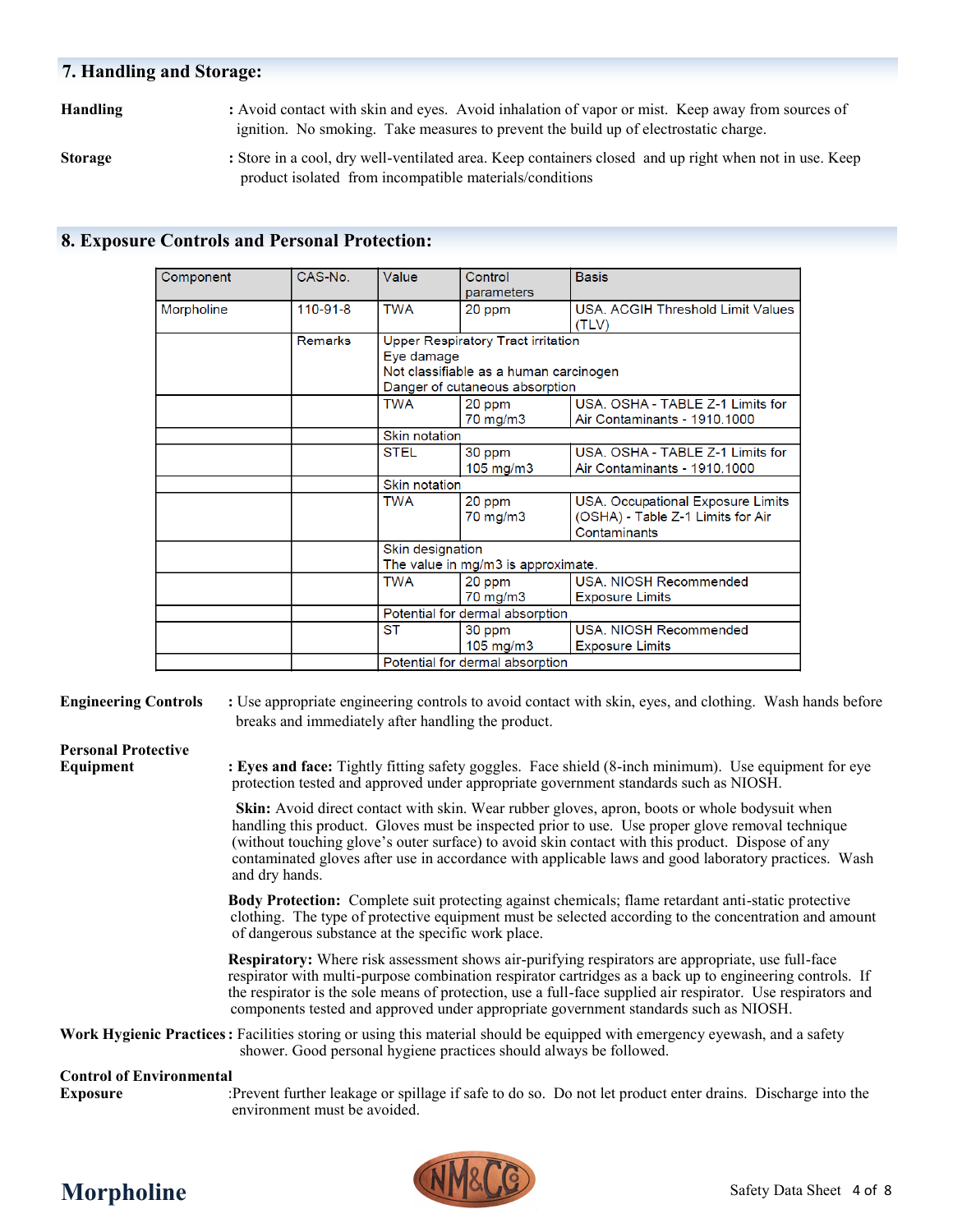## 7. Handling and Storage:

**Handling** : Avoid contact with skin and eyes. Avoid inhalation of vapor or mist. Keep away from sources of ignition. No smoking. Take measures to prevent the build up of electrostatic charge.

**Storage** : Store in a cool, dry well-ventilated area. Keep containers closed and up right when not in use. Keep product isolated from incompatible materials/conditions

## 8. Exposure Controls and Personal Protection:

| Component | CAS-No. | Value | Control parameters | Basis |
|---|---|---|---|---|
| Morpholine | 110-91-8 | TWA | 20 ppm | USA. ACGIH Threshold Limit Values (TLV) |
| | Remarks | Upper Respiratory Tract irritation<br>Eye damage<br>Not classifiable as a human carcinogen<br>Danger of cutaneous absorption | | |
| | | TWA | 20 ppm<br>70 mg/m3 | USA. OSHA - TABLE Z-1 Limits for Air Contaminants - 1910.1000 |
| | | Skin notation | | |
| | | STEL | 30 ppm<br>105 mg/m3 | USA. OSHA - TABLE Z-1 Limits for Air Contaminants - 1910.1000 |
| | | Skin notation | | |
| | | TWA | 20 ppm<br>70 mg/m3 | USA. Occupational Exposure Limits (OSHA) - Table Z-1 Limits for Air Contaminants |
| | | Skin designation<br>The value in mg/m3 is approximate. | | |
| | | TWA | 20 ppm<br>70 mg/m3 | USA. NIOSH Recommended Exposure Limits |
| | | Potential for dermal absorption | | |
| | | ST | 30 ppm<br>105 mg/m3 | USA. NIOSH Recommended Exposure Limits |
| | | Potential for dermal absorption | | |

**Engineering Controls** : Use appropriate engineering controls to avoid contact with skin, eyes, and clothing. Wash hands before breaks and immediately after handling the product.

**Personal Protective Equipment** : **Eyes and face:** Tightly fitting safety goggles. Face shield (8-inch minimum). Use equipment for eye protection tested and approved under appropriate government standards such as NIOSH.

**Skin:** Avoid direct contact with skin. Wear rubber gloves, apron, boots or whole bodysuit when handling this product. Gloves must be inspected prior to use. Use proper glove removal technique (without touching glove's outer surface) to avoid skin contact with this product. Dispose of any contaminated gloves after use in accordance with applicable laws and good laboratory practices. Wash and dry hands.

**Body Protection:** Complete suit protecting against chemicals; flame retardant anti-static protective clothing. The type of protective equipment must be selected according to the concentration and amount of dangerous substance at the specific work place.

**Respiratory:** Where risk assessment shows air-purifying respirators are appropriate, use full-face respirator with multi-purpose combination respirator cartridges as a back up to engineering controls. If the respirator is the sole means of protection, use a full-face supplied air respirator. Use respirators and components tested and approved under appropriate government standards such as NIOSH.

**Work Hygienic Practices** : Facilities storing or using this material should be equipped with emergency eyewash, and a safety shower. Good personal hygiene practices should always be followed.

**Control of Environmental Exposure** :Prevent further leakage or spillage if safe to do so. Do not let product enter drains. Discharge into the environment must be avoided.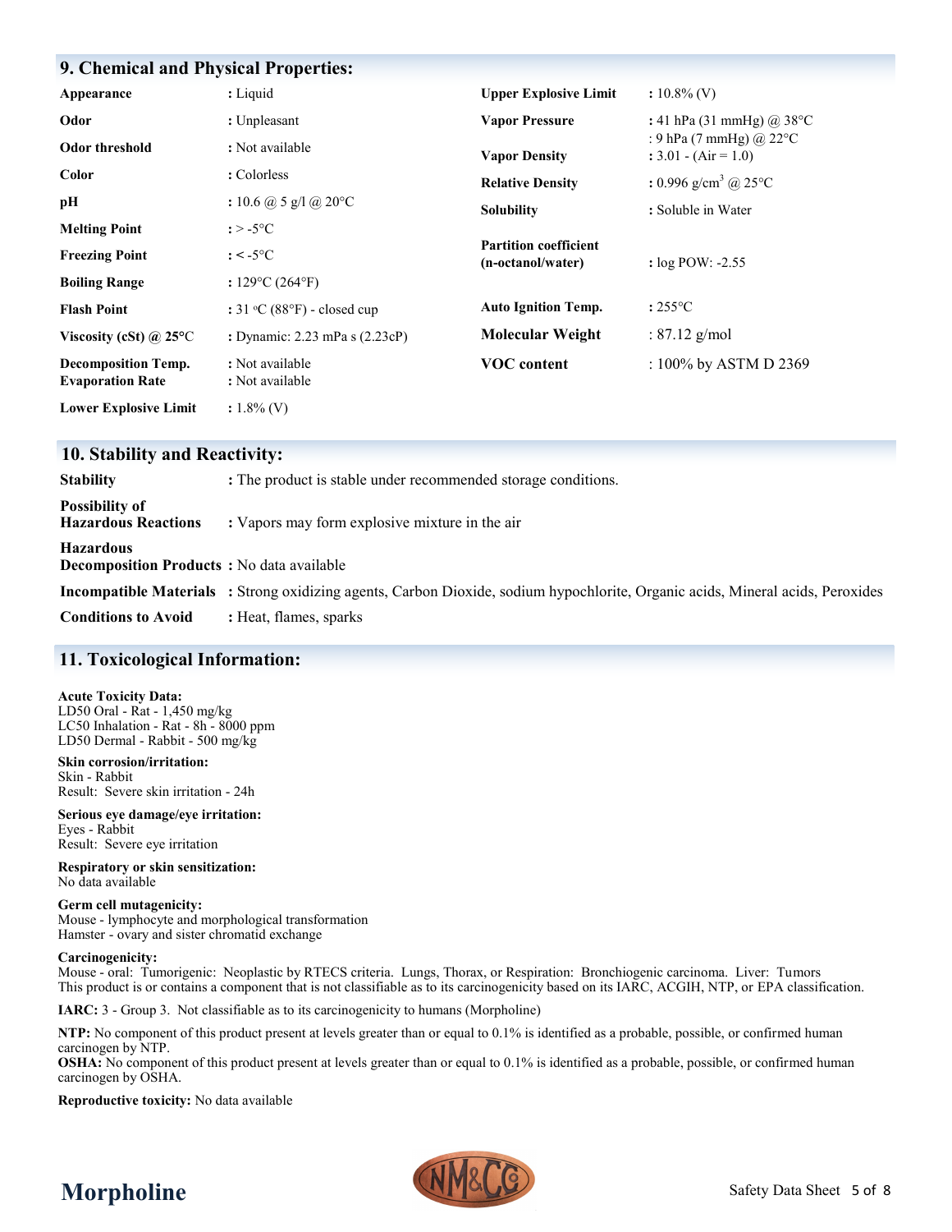## 9. Chemical and Physical Properties:

| | |
|---|---|
| **Appearance** | : Liquid |
| **Odor** | : Unpleasant |
| **Odor threshold** | : Not available |
| **Color** | : Colorless |
| **pH** | : 10.6 @ 5 g/l @ 20°C |
| **Melting Point** | : > -5°C |
| **Freezing Point** | : < -5°C |
| **Boiling Range** | : 129°C (264°F) |
| **Flash Point** | : 31 °C (88°F) - closed cup |
| **Viscosity (cSt) @ 25°C** | : Dynamic: 2.23 mPa s (2.23cP) |
| **Decomposition Temp.** | : Not available |
| **Evaporation Rate** | : Not available |
| **Lower Explosive Limit** | : 1.8% (V) |
| **Upper Explosive Limit** | : 10.8% (V) |
| **Vapor Pressure** | : 41 hPa (31 mmHg) @ 38°C<br>: 9 hPa (7 mmHg) @ 22°C |
| **Vapor Density** | : 3.01 - (Air = 1.0) |
| **Relative Density** | : 0.996 g/cm$^3$ @ 25°C |
| **Solubility** | : Soluble in Water |
| **Partition coefficient (n-octanol/water)** | : log POW: -2.55 |
| **Auto Ignition Temp.** | : 255°C |
| **Molecular Weight** | : 87.12 g/mol |
| **VOC content** | : 100% by ASTM D 2369 |

## 10. Stability and Reactivity:

| | |
|---|---|
| **Stability** | : The product is stable under recommended storage conditions. |
| **Possibility of Hazardous Reactions** | : Vapors may form explosive mixture in the air |
| **Hazardous Decomposition Products** | : No data available |
| **Incompatible Materials** | : Strong oxidizing agents, Carbon Dioxide, sodium hypochlorite, Organic acids, Mineral acids, Peroxides |
| **Conditions to Avoid** | : Heat, flames, sparks |

## 11. Toxicological Information:

**Acute Toxicity Data:**
LD50 Oral - Rat - 1,450 mg/kg
LC50 Inhalation - Rat - 8h - 8000 ppm
LD50 Dermal - Rabbit - 500 mg/kg

**Skin corrosion/irritation:**
Skin - Rabbit
Result: Severe skin irritation - 24h

**Serious eye damage/eye irritation:**
Eyes - Rabbit
Result: Severe eye irritation

**Respiratory or skin sensitization:**
No data available

**Germ cell mutagenicity:**
Mouse - lymphocyte and morphological transformation
Hamster - ovary and sister chromatid exchange

**Carcinogenicity:**
Mouse - oral: Tumorigenic: Neoplastic by RTECS criteria. Lungs, Thorax, or Respiration: Bronchiogenic carcinoma. Liver: Tumors
This product is or contains a component that is not classifiable as to its carcinogenicity based on its IARC, ACGIH, NTP, or EPA classification.

**IARC:** 3 - Group 3. Not classifiable as to its carcinogenicity to humans (Morpholine)

**NTP:** No component of this product present at levels greater than or equal to 0.1% is identified as a probable, possible, or confirmed human carcinogen by NTP.
**OSHA:** No component of this product present at levels greater than or equal to 0.1% is identified as a probable, possible, or confirmed human carcinogen by OSHA.

**Reproductive toxicity:** No data available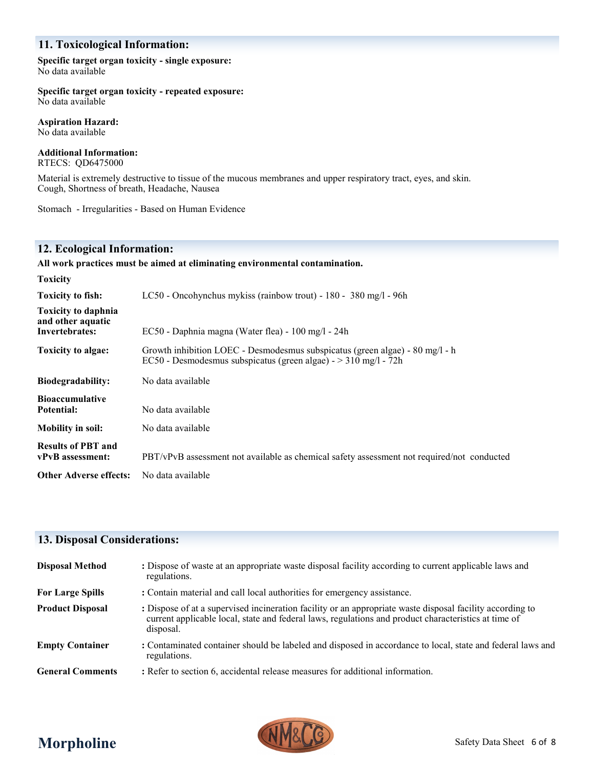## 11. Toxicological Information:

**Specific target organ toxicity - single exposure:**
No data available

**Specific target organ toxicity - repeated exposure:**
No data available

**Aspiration Hazard:**
No data available

**Additional Information:**
RTECS: QD6475000

Material is extremely destructive to tissue of the mucous membranes and upper respiratory tract, eyes, and skin.
Cough, Shortness of breath, Headache, Nausea

Stomach - Irregularities - Based on Human Evidence

## 12. Ecological Information:

**All work practices must be aimed at eliminating environmental contamination.**

**Toxicity**

| | |
|---|---|
| **Toxicity to fish:** | LC50 - Oncohynchus mykiss (rainbow trout) - 180 - 380 mg/l - 96h |
| **Toxicity to daphnia and other aquatic Invertebrates:** | EC50 - Daphnia magna (Water flea) - 100 mg/l - 24h |
| **Toxicity to algae:** | Growth inhibition LOEC - Desmodesmus subspicatus (green algae) - 80 mg/l - h<br>EC50 - Desmodesmus subspicatus (green algae) - > 310 mg/l - 72h |
| **Biodegradability:** | No data available |
| **Bioaccumulative Potential:** | No data available |
| **Mobility in soil:** | No data available |
| **Results of PBT and vPvB assessment:** | PBT/vPvB assessment not available as chemical safety assessment not required/not conducted |
| **Other Adverse effects:** | No data available |

## 13. Disposal Considerations:

| | |
|---|---|
| **Disposal Method** | **:** Dispose of waste at an appropriate waste disposal facility according to current applicable laws and regulations. |
| **For Large Spills** | **:** Contain material and call local authorities for emergency assistance. |
| **Product Disposal** | **:** Dispose of at a supervised incineration facility or an appropriate waste disposal facility according to current applicable local, state and federal laws, regulations and product characteristics at time of disposal. |
| **Empty Container** | **:** Contaminated container should be labeled and disposed in accordance to local, state and federal laws and regulations. |
| **General Comments** | **:** Refer to section 6, accidental release measures for additional information. |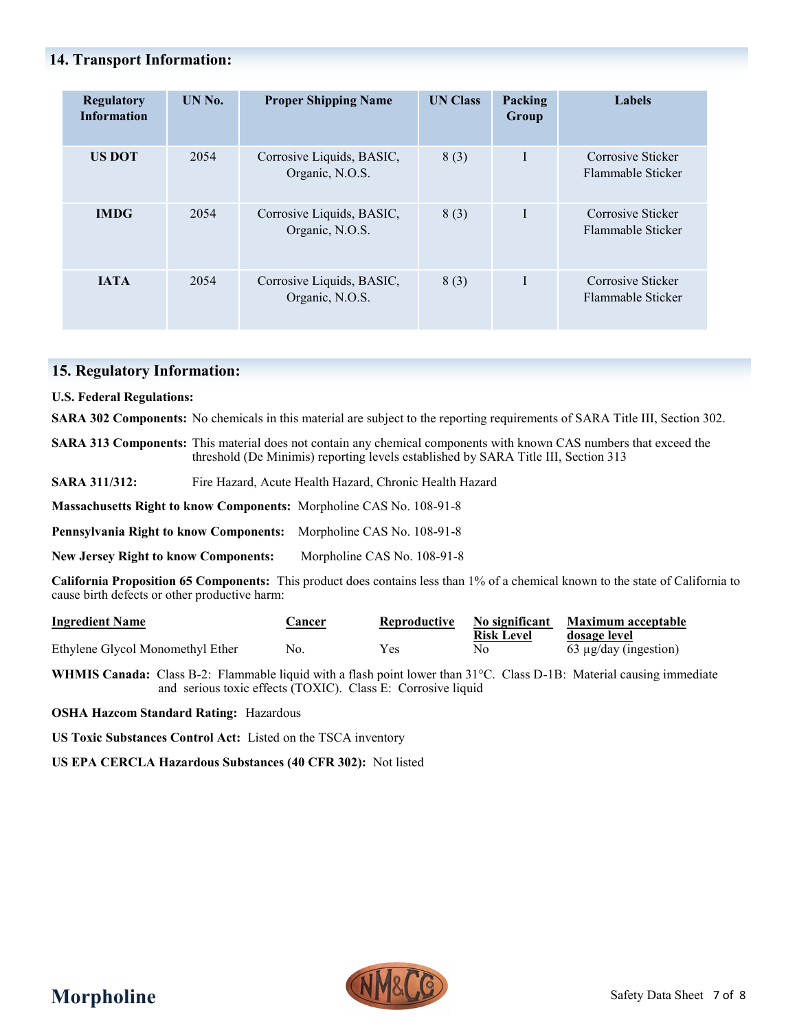## 14. Transport Information:

| Regulatory Information | UN No. | Proper Shipping Name | UN Class | Packing Group | Labels |
|---|---|---|---|---|---|
| **US DOT** | 2054 | Corrosive Liquids, BASIC, Organic, N.O.S. | 8 (3) | I | Corrosive Sticker Flammable Sticker |
| **IMDG** | 2054 | Corrosive Liquids, BASIC, Organic, N.O.S. | 8 (3) | I | Corrosive Sticker Flammable Sticker |
| **IATA** | 2054 | Corrosive Liquids, BASIC, Organic, N.O.S. | 8 (3) | I | Corrosive Sticker Flammable Sticker |

## 15. Regulatory Information:

**U.S. Federal Regulations:**

**SARA 302 Components:** No chemicals in this material are subject to the reporting requirements of SARA Title III, Section 302.

**SARA 313 Components:** This material does not contain any chemical components with known CAS numbers that exceed the threshold (De Minimis) reporting levels established by SARA Title III, Section 313

**SARA 311/312:** Fire Hazard, Acute Health Hazard, Chronic Health Hazard

**Massachusetts Right to know Components:** Morpholine CAS No. 108-91-8

**Pennsylvania Right to know Components:** Morpholine CAS No. 108-91-8

**New Jersey Right to know Components:** Morpholine CAS No. 108-91-8

**California Proposition 65 Components:** This product does contains less than 1% of a chemical known to the state of California to cause birth defects or other productive harm:

| Ingredient Name | Cancer | Reproductive | No significant Risk Level | Maximum acceptable dosage level |
|---|---|---|---|---|
| Ethylene Glycol Monomethyl Ether | No. | Yes | No | 63 µg/day (ingestion) |

**WHMIS Canada:** Class B-2: Flammable liquid with a flash point lower than 31°C. Class D-1B: Material causing immediate and serious toxic effects (TOXIC). Class E: Corrosive liquid

**OSHA Hazcom Standard Rating:** Hazardous

**US Toxic Substances Control Act:** Listed on the TSCA inventory

**US EPA CERCLA Hazardous Substances (40 CFR 302):** Not listed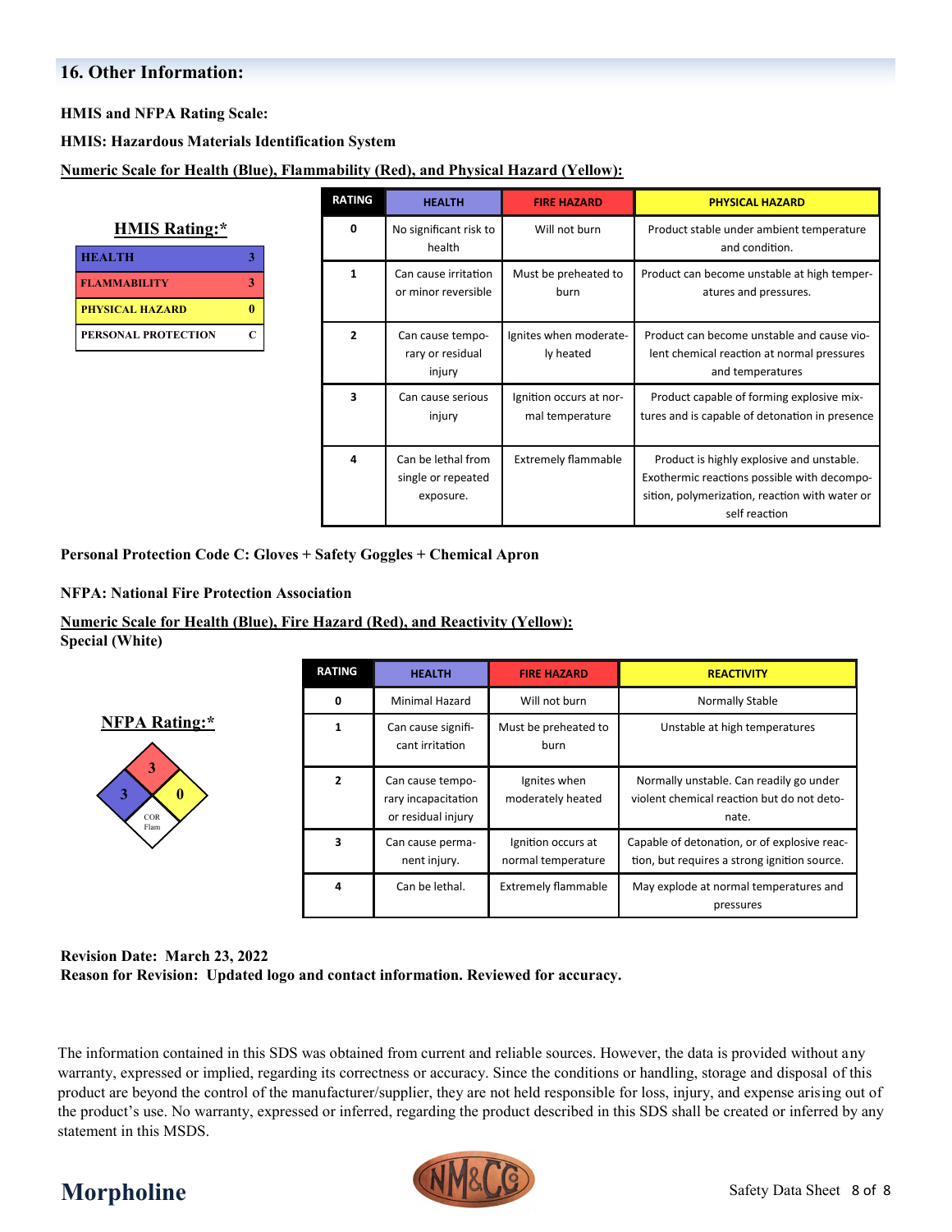## 16. Other Information:

**HMIS and NFPA Rating Scale:**

**HMIS: Hazardous Materials Identification System**

**Numeric Scale for Health (Blue), Flammability (Red), and Physical Hazard (Yellow):**

**HMIS Rating:***

| | |
|---|---|
| HEALTH | 3 |
| FLAMMABILITY | 3 |
| PHYSICAL HAZARD | 0 |
| PERSONAL PROTECTION | C |

| RATING | HEALTH | FIRE HAZARD | PHYSICAL HAZARD |
|---|---|---|---|
| 0 | No significant risk to health | Will not burn | Product stable under ambient temperature and condition. |
| 1 | Can cause irritation or minor reversible | Must be preheated to burn | Product can become unstable at high temperatures and pressures. |
| 2 | Can cause temporary or residual injury | Ignites when moderately heated | Product can become unstable and cause violent chemical reaction at normal pressures and temperatures |
| 3 | Can cause serious injury | Ignition occurs at normal temperature | Product capable of forming explosive mixtures and is capable of detonation in presence |
| 4 | Can be lethal from single or repeated exposure. | Extremely flammable | Product is highly explosive and unstable. Exothermic reactions possible with decomposition, polymerization, reaction with water or self reaction |

**Personal Protection Code C: Gloves + Safety Goggles + Chemical Apron**

**NFPA: National Fire Protection Association**

**Numeric Scale for Health (Blue), Fire Hazard (Red), and Reactivity (Yellow):**
**Special (White)**

**NFPA Rating:***

Health: 3
Fire: 3
Reactivity: 0
Special: COR Flam

| RATING | HEALTH | FIRE HAZARD | REACTIVITY |
|---|---|---|---|
| 0 | Minimal Hazard | Will not burn | Normally Stable |
| 1 | Can cause significant irritation | Must be preheated to burn | Unstable at high temperatures |
| 2 | Can cause temporary incapacitation or residual injury | Ignites when moderately heated | Normally unstable. Can readily go under violent chemical reaction but do not detonate. |
| 3 | Can cause permanent injury. | Ignition occurs at normal temperature | Capable of detonation, or of explosive reaction, but requires a strong ignition source. |
| 4 | Can be lethal. | Extremely flammable | May explode at normal temperatures and pressures |

**Revision Date: March 23, 2022**
**Reason for Revision: Updated logo and contact information. Reviewed for accuracy.**

The information contained in this SDS was obtained from current and reliable sources. However, the data is provided without any warranty, expressed or implied, regarding its correctness or accuracy. Since the conditions or handling, storage and disposal of this product are beyond the control of the manufacturer/supplier, they are not held responsible for loss, injury, and expense arising out of the product's use. No warranty, expressed or inferred, regarding the product described in this SDS shall be created or inferred by any statement in this MSDS.